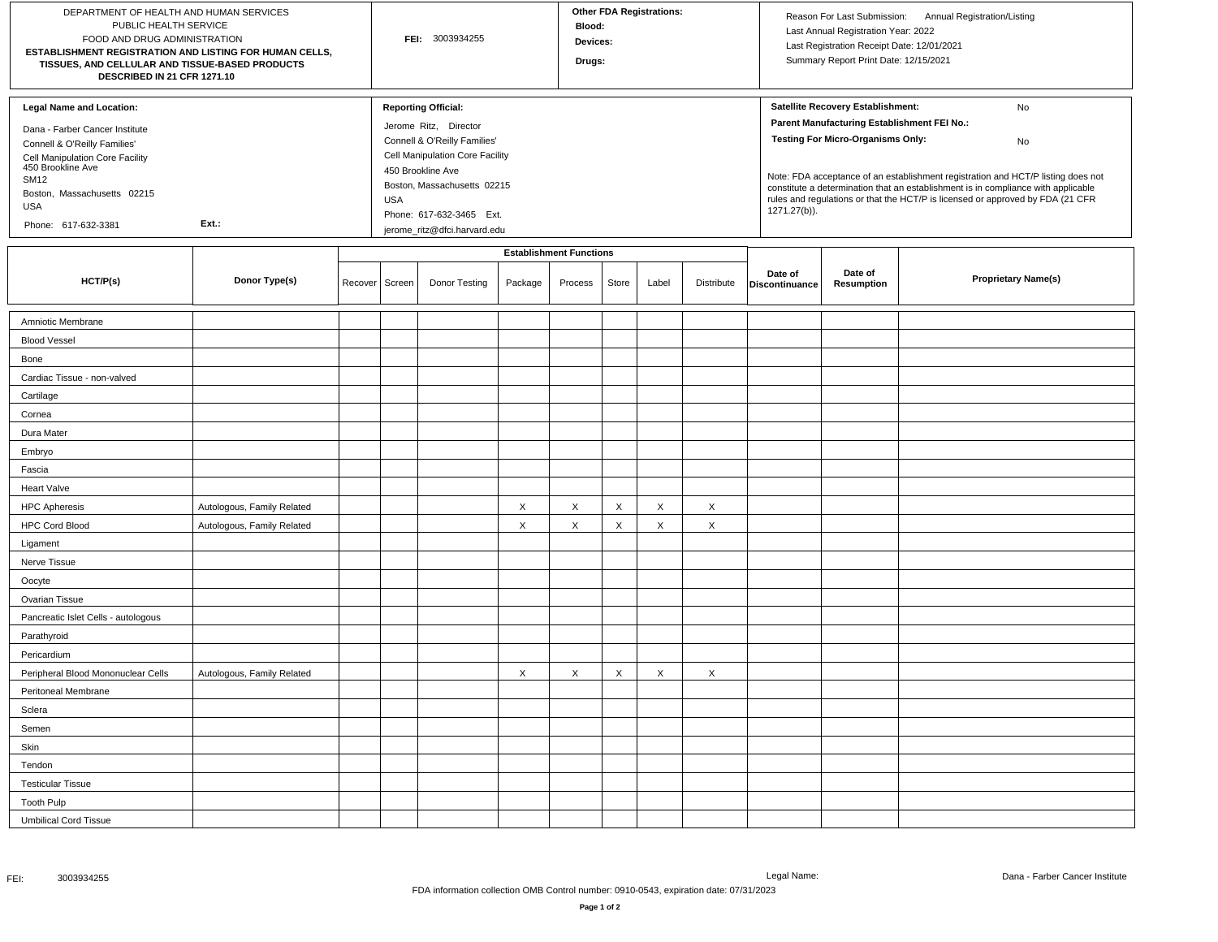DEPARTMENT OF HEALTH AND HUMAN SERVICES
PUBLIC HEALTH SERVICE
FOOD AND DRUG ADMINISTRATION

**ESTABLISHMENT REGISTRATION AND LISTING FOR HUMAN CELLS, TISSUES, AND CELLULAR AND TISSUE-BASED PRODUCTS DESCRIBED IN 21 CFR 1271.10**

**FEI:** 3003934255

**Other FDA Registrations:**
**Blood:**
**Devices:**
**Drugs:**

Reason For Last Submission: Annual Registration/Listing
Last Annual Registration Year: 2022
Last Registration Receipt Date: 12/01/2021
Summary Report Print Date: 12/15/2021

**Legal Name and Location:**

Dana - Farber Cancer Institute
Connell & O'Reilly Families'
Cell Manipulation Core Facility
450 Brookline Ave
SM12
Boston, Massachusetts 02215
USA
Phone: 617-632-3381 Ext.:

**Reporting Official:**

Jerome Ritz, Director
Connell & O'Reilly Families'
Cell Manipulation Core Facility
450 Brookline Ave
Boston, Massachusetts 02215
USA
Phone: 617-632-3465 Ext.
jerome_ritz@dfci.harvard.edu

**Satellite Recovery Establishment:** No
**Parent Manufacturing Establishment FEI No.:**
**Testing For Micro-Organisms Only:** No

Note: FDA acceptance of an establishment registration and HCT/P listing does not constitute a determination that an establishment is in compliance with applicable rules and regulations or that the HCT/P is licensed or approved by FDA (21 CFR 1271.27(b)).

| HCT/P(s) | Donor Type(s) | Establishment Functions | | | | | | | | Date of Discontinuance | Date of Resumption | Proprietary Name(s) |
|---|---|---|---|---|---|---|---|---|---|---|---|---|
| | | Recover | Screen | Donor Testing | Package | Process | Store | Label | Distribute | | | |
| Amniotic Membrane | | | | | | | | | | | | |
| Blood Vessel | | | | | | | | | | | | |
| Bone | | | | | | | | | | | | |
| Cardiac Tissue - non-valved | | | | | | | | | | | | |
| Cartilage | | | | | | | | | | | | |
| Cornea | | | | | | | | | | | | |
| Dura Mater | | | | | | | | | | | | |
| Embryo | | | | | | | | | | | | |
| Fascia | | | | | | | | | | | | |
| Heart Valve | | | | | | | | | | | | |
| HPC Apheresis | Autologous, Family Related | | | | X | X | X | X | X | | | |
| HPC Cord Blood | Autologous, Family Related | | | | X | X | X | X | X | | | |
| Ligament | | | | | | | | | | | | |
| Nerve Tissue | | | | | | | | | | | | |
| Oocyte | | | | | | | | | | | | |
| Ovarian Tissue | | | | | | | | | | | | |
| Pancreatic Islet Cells - autologous | | | | | | | | | | | | |
| Parathyroid | | | | | | | | | | | | |
| Pericardium | | | | | | | | | | | | |
| Peripheral Blood Mononuclear Cells | Autologous, Family Related | | | | X | X | X | X | X | | | |
| Peritoneal Membrane | | | | | | | | | | | | |
| Sclera | | | | | | | | | | | | |
| Semen | | | | | | | | | | | | |
| Skin | | | | | | | | | | | | |
| Tendon | | | | | | | | | | | | |
| Testicular Tissue | | | | | | | | | | | | |
| Tooth Pulp | | | | | | | | | | | | |
| Umbilical Cord Tissue | | | | | | | | | | | | |

FDA information collection OMB Control number: 0910-0543, expiration date: 07/31/2023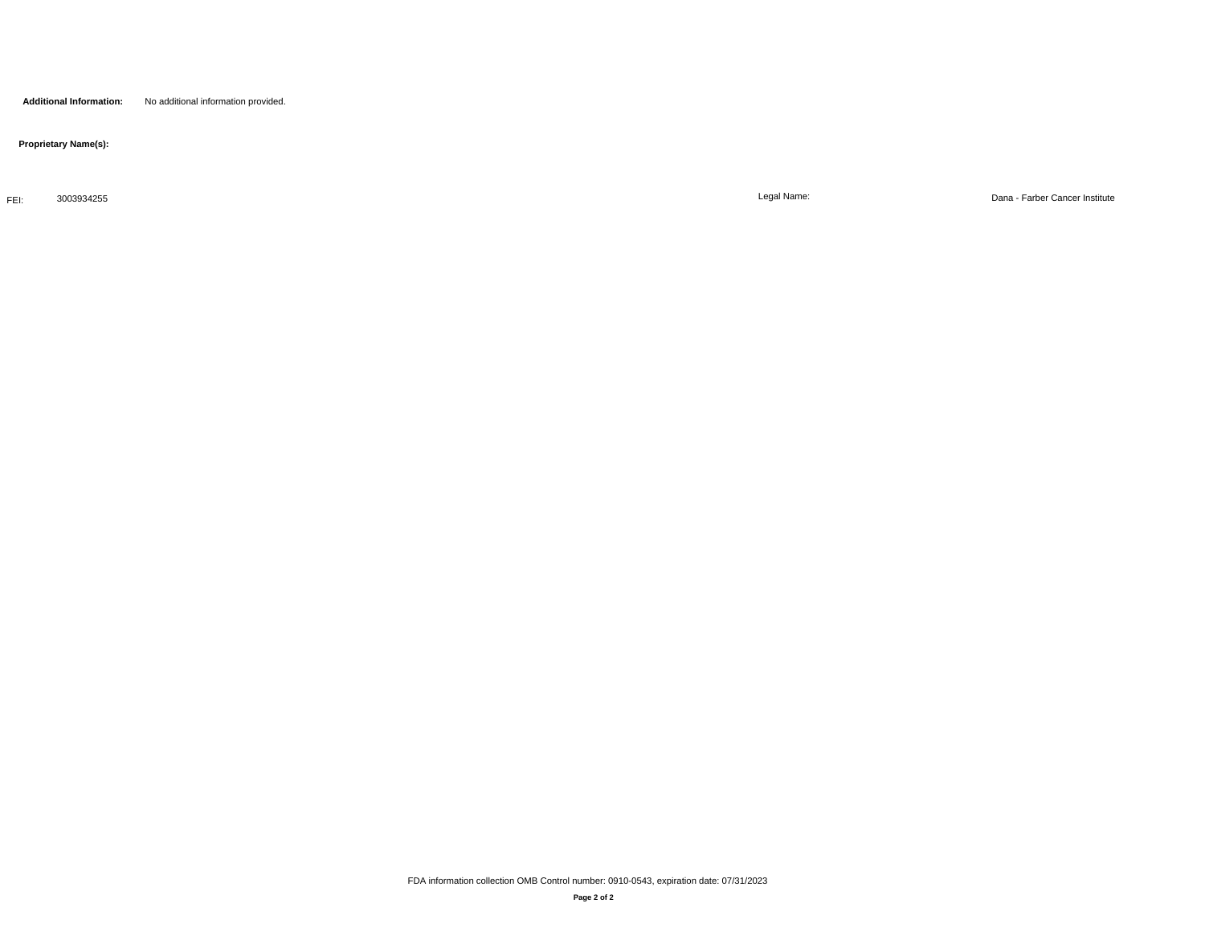**Additional Information:** No additional information provided.

**Proprietary Name(s):**

FEI: 3003934255

Legal Name: Dana - Farber Cancer Institute

FDA information collection OMB Control number: 0910-0543, expiration date: 07/31/2023